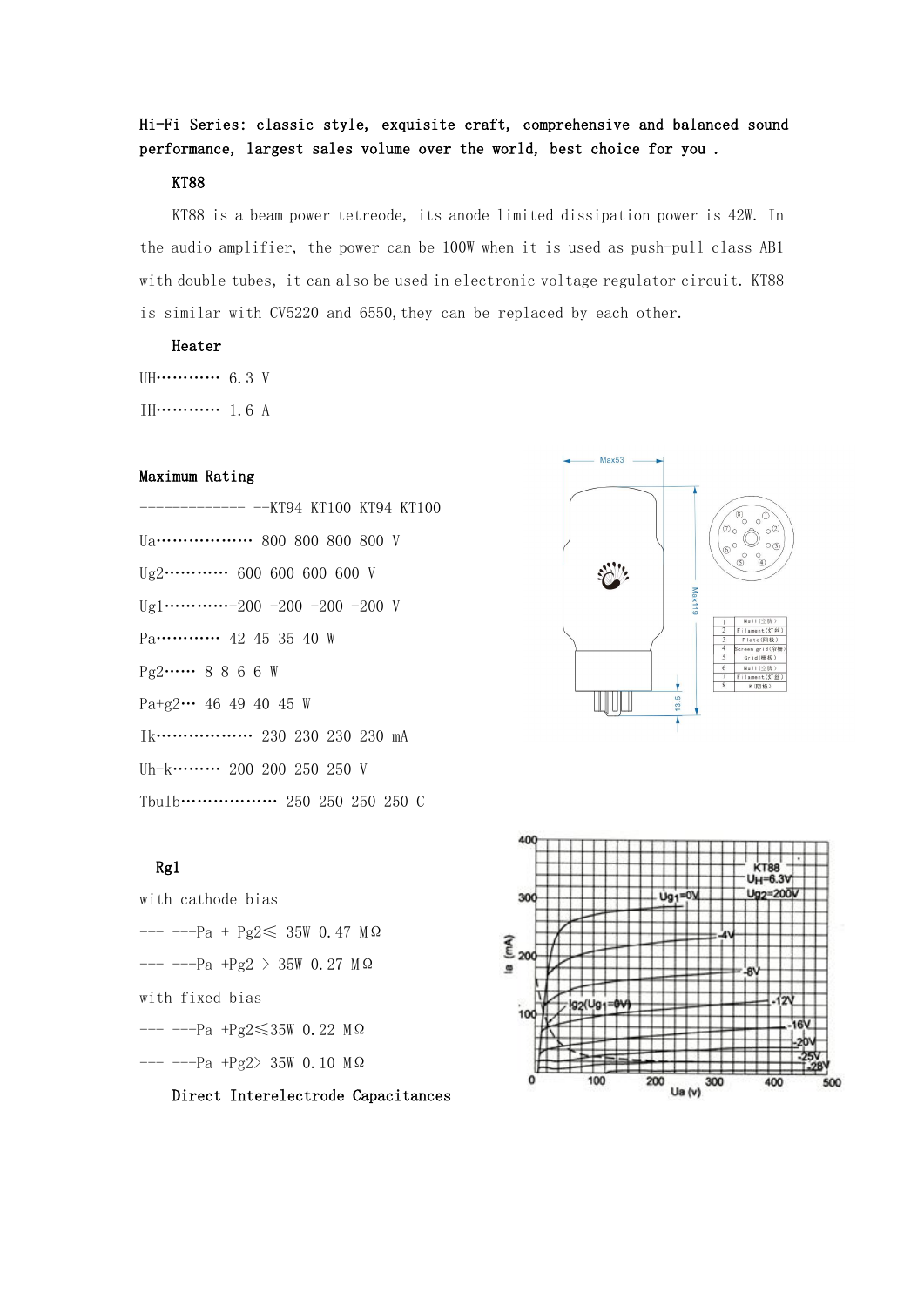Hi-Fi Series: classic style, exquisite craft, comprehensive and balanced sound performance, largest sales volume over the world, best choice for you .

## KT88

KT88 is a beam power tetreode, its anode limited dissipation power is 42W. In the audio amplifier, the power can be 100W when it is used as push-pull class AB1 with double tubes, it can also be used in electronic voltage regulator circuit. KT88 is similar with CV5220 and 6550,they can be replaced by each other.

### Heater

UH………… 6.3 V

IH………… 1.6 A

### Maximum Rating

| ------------- -- | KT94 | KT100 | KT94 | KT100 | |
|---|---|---|---|---|---|
| Ua……………… | 800 | 800 | 800 | 800 | V |
| Ug2………… | 600 | 600 | 600 | 600 | V |
| Ug1………… | -200 | -200 | -200 | -200 | V |
| Pa………… | 42 | 45 | 35 | 40 | W |
| Pg2…… | 8 | 8 | 6 | 6 | W |
| Pa+g2… | 46 | 49 | 40 | 45 | W |
| Ik……………… | 230 | 230 | 230 | 230 | mA |
| Uh-k……… | 200 | 200 | 250 | 250 | V |
| Tbulb……………… | 250 | 250 | 250 | 250 | C |

### Rg1

with cathode bias

--- ---Pa + Pg2≤ 35W 0.47 MΩ

--- ---Pa +Pg2 > 35W 0.27 MΩ

with fixed bias

--- ---Pa +Pg2≤35W 0.22 MΩ

--- ---Pa +Pg2> 35W 0.10 MΩ

### Direct Interelectrode Capacitances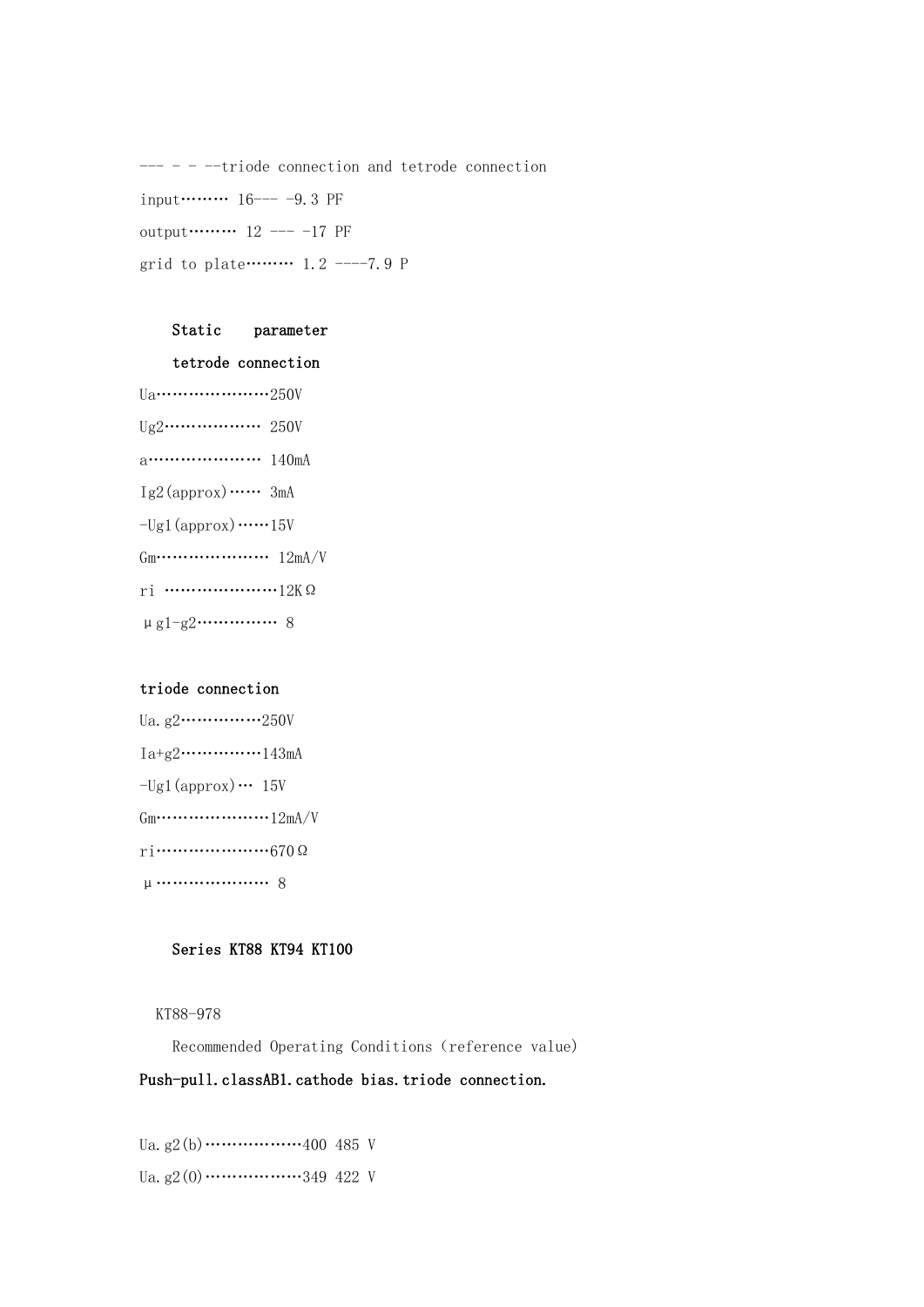--- - - --triode connection and tetrode connection

input……… 16--- -9.3 PF

output……… 12 --- -17 PF

grid to plate……… 1.2 ----7.9 P

**Static parameter**

**tetrode connection**

Ua…………………250V

Ug2……………… 250V

a………………… 140mA

Ig2(approx)…… 3mA

-Ug1(approx)……15V

Gm………………… 12mA/V

ri …………………12KΩ

μg1-g2…………… 8

**triode connection**

Ua.g2……………250V

Ia+g2……………143mA

-Ug1(approx)… 15V

Gm…………………12mA/V

ri…………………670Ω

μ………………… 8

**Series KT88 KT94 KT100**

KT88-978

Recommended Operating Conditions (reference value)

**Push-pull.classAB1.cathode bias.triode connection.**

Ua.g2(b)………………400 485 V

Ua.g2(0)………………349 422 V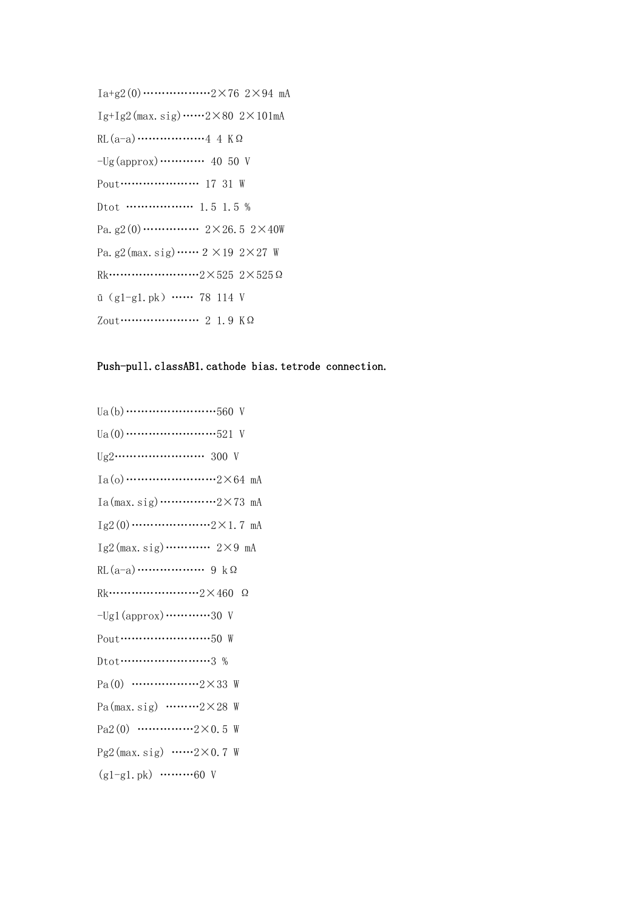Ia+g2(0)………………2×76 2×94 mA

Ig+Ig2(max.sig)……2×80 2×101mA

RL(a-a)………………4 4 KΩ

-Ug(approx)………… 40 50 V

Pout………………… 17 31 W

Dtot ……………… 1.5 1.5 %

Pa.g2(0)…………… 2×26.5 2×40W

Pa.g2(max.sig)…… 2 ×19 2×27 W

Rk……………………2×525 2×525Ω

ū（g1-g1.pk）…… 78 114 V

Zout………………… 2 1.9 KΩ

**Push-pull.classAB1.cathode bias.tetrode connection.**

Ua(b)……………………560 V

Ua(0)……………………521 V

Ug2…………………… 300 V

Ia(o)……………………2×64 mA

Ia(max.sig)……………2×73 mA

Ig2(0)…………………2×1.7 mA

Ig2(max.sig)………… 2×9 mA

RL(a-a)……………… 9 kΩ

Rk……………………2×460 Ω

-Ug1(approx)…………30 V

Pout……………………50 W

Dtot……………………3 %

Pa(0) ………………2×33 W

Pa(max.sig) ………2×28 W

Pa2(0) ……………2×0.5 W

Pg2(max.sig) ……2×0.7 W

(g1-g1.pk) ………60 V